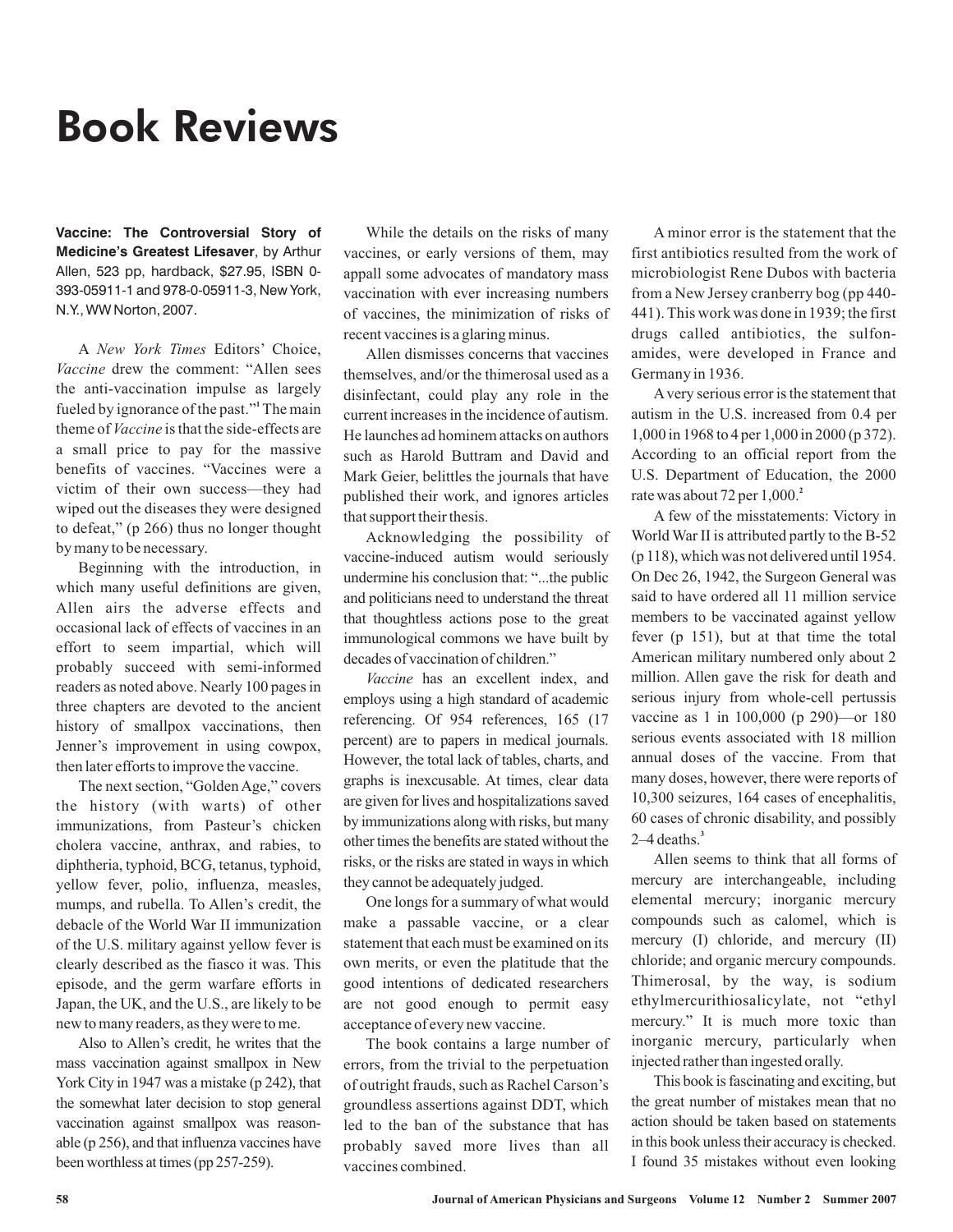# Book Reviews

**Vaccine: The Controversial Story of Medicine's Greatest Lifesaver**, by Arthur Allen, 523 pp, hardback, $27.95, ISBN 0-393-05911-1 and 978-0-05911-3, New York, N.Y., WW Norton, 2007.

A *New York Times* Editors' Choice, *Vaccine* drew the comment: "Allen sees the anti-vaccination impulse as largely fueled by ignorance of the past."[1] The main theme of *Vaccine* is that the side-effects are a small price to pay for the massive benefits of vaccines. "Vaccines were a victim of their own success—they had wiped out the diseases they were designed to defeat," (p 266) thus no longer thought by many to be necessary.

Beginning with the introduction, in which many useful definitions are given, Allen airs the adverse effects and occasional lack of effects of vaccines in an effort to seem impartial, which will probably succeed with semi-informed readers as noted above. Nearly 100 pages in three chapters are devoted to the ancient history of smallpox vaccinations, then Jenner's improvement in using cowpox, then later efforts to improve the vaccine.

The next section, "Golden Age," covers the history (with warts) of other immunizations, from Pasteur's chicken cholera vaccine, anthrax, and rabies, to diphtheria, typhoid, BCG, tetanus, typhoid, yellow fever, polio, influenza, measles, mumps, and rubella. To Allen's credit, the debacle of the World War II immunization of the U.S. military against yellow fever is clearly described as the fiasco it was. This episode, and the germ warfare efforts in Japan, the UK, and the U.S., are likely to be new to many readers, as they were to me.

Also to Allen's credit, he writes that the mass vaccination against smallpox in New York City in 1947 was a mistake (p 242), that the somewhat later decision to stop general vaccination against smallpox was reasonable (p 256), and that influenza vaccines have been worthless at times (pp 257-259).

While the details on the risks of many vaccines, or early versions of them, may appall some advocates of mandatory mass vaccination with ever increasing numbers of vaccines, the minimization of risks of recent vaccines is a glaring minus.

Allen dismisses concerns that vaccines themselves, and/or the thimerosal used as a disinfectant, could play any role in the current increases in the incidence of autism. He launches ad hominem attacks on authors such as Harold Buttram and David and Mark Geier, belittles the journals that have published their work, and ignores articles that support their thesis.

Acknowledging the possibility of vaccine-induced autism would seriously undermine his conclusion that: "...the public and politicians need to understand the threat that thoughtless actions pose to the great immunological commons we have built by decades of vaccination of children."

*Vaccine* has an excellent index, and employs using a high standard of academic referencing. Of 954 references, 165 (17 percent) are to papers in medical journals. However, the total lack of tables, charts, and graphs is inexcusable. At times, clear data are given for lives and hospitalizations saved by immunizations along with risks, but many other times the benefits are stated without the risks, or the risks are stated in ways in which they cannot be adequately judged.

One longs for a summary of what would make a passable vaccine, or a clear statement that each must be examined on its own merits, or even the platitude that the good intentions of dedicated researchers are not good enough to permit easy acceptance of every new vaccine.

The book contains a large number of errors, from the trivial to the perpetuation of outright frauds, such as Rachel Carson's groundless assertions against DDT, which led to the ban of the substance that has probably saved more lives than all vaccines combined.

A minor error is the statement that the first antibiotics resulted from the work of microbiologist Rene Dubos with bacteria from a New Jersey cranberry bog (pp 440-441). This work was done in 1939; the first drugs called antibiotics, the sulfonamides, were developed in France and Germany in 1936.

A very serious error is the statement that autism in the U.S. increased from 0.4 per 1,000 in 1968 to 4 per 1,000 in 2000 (p 372). According to an official report from the U.S. Department of Education, the 2000 rate was about 72 per 1,000.[2]

A few of the misstatements: Victory in World War II is attributed partly to the B-52 (p 118), which was not delivered until 1954. On Dec 26, 1942, the Surgeon General was said to have ordered all 11 million service members to be vaccinated against yellow fever (p 151), but at that time the total American military numbered only about 2 million. Allen gave the risk for death and serious injury from whole-cell pertussis vaccine as 1 in 100,000 (p 290)—or 180 serious events associated with 18 million annual doses of the vaccine. From that many doses, however, there were reports of 10,300 seizures, 164 cases of encephalitis, 60 cases of chronic disability, and possibly 2–4 deaths.[3]

Allen seems to think that all forms of mercury are interchangeable, including elemental mercury; inorganic mercury compounds such as calomel, which is mercury (I) chloride, and mercury (II) chloride; and organic mercury compounds. Thimerosal, by the way, is sodium ethylmercurithiosalicylate, not "ethyl mercury." It is much more toxic than inorganic mercury, particularly when injected rather than ingested orally.

This book is fascinating and exciting, but the great number of mistakes mean that no action should be taken based on statements in this book unless their accuracy is checked. I found 35 mistakes without even looking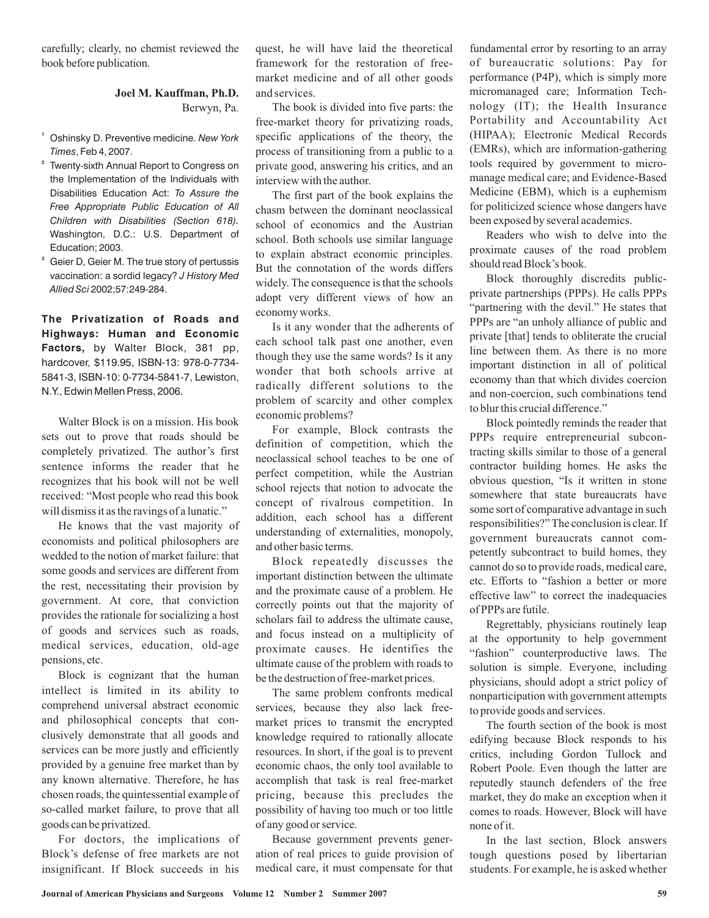carefully; clearly, no chemist reviewed the book before publication.

**Joel M. Kauffman, Ph.D.**
Berwyn, Pa.

1. Oshinsky D. Preventive medicine. *New York Times*, Feb 4, 2007.
2. Twenty-sixth Annual Report to Congress on the Implementation of the Individuals with Disabilities Education Act: *To Assure the Free Appropriate Public Education of All Children with Disabilities (Section 618)*. Washington, D.C.: U.S. Department of Education; 2003.
3. Geier D, Geier M. The true story of pertussis vaccination: a sordid legacy? *J History Med Allied Sci* 2002;57:249-284.

**The Privatization of Roads and Highways: Human and Economic Factors,** by Walter Block, 381 pp, hardcover, $119.95, ISBN-13: 978-0-7734-5841-3, ISBN-10: 0-7734-5841-7, Lewiston, N.Y., Edwin Mellen Press, 2006.

Walter Block is on a mission. His book sets out to prove that roads should be completely privatized. The author's first sentence informs the reader that he recognizes that his book will not be well received: "Most people who read this book will dismiss it as the ravings of a lunatic."

He knows that the vast majority of economists and political philosophers are wedded to the notion of market failure: that some goods and services are different from the rest, necessitating their provision by government. At core, that conviction provides the rationale for socializing a host of goods and services such as roads, medical services, education, old-age pensions, etc.

Block is cognizant that the human intellect is limited in its ability to comprehend universal abstract economic and philosophical concepts that conclusively demonstrate that all goods and services can be more justly and efficiently provided by a genuine free market than by any known alternative. Therefore, he has chosen roads, the quintessential example of so-called market failure, to prove that all goods can be privatized.

For doctors, the implications of Block's defense of free markets are not insignificant. If Block succeeds in his quest, he will have laid the theoretical framework for the restoration of free-market medicine and of all other goods and services.

The book is divided into five parts: the free-market theory for privatizing roads, specific applications of the theory, the process of transitioning from a public to a private good, answering his critics, and an interview with the author.

The first part of the book explains the chasm between the dominant neoclassical school of economics and the Austrian school. Both schools use similar language to explain abstract economic principles. But the connotation of the words differs widely. The consequence is that the schools adopt very different views of how an economy works.

Is it any wonder that the adherents of each school talk past one another, even though they use the same words? Is it any wonder that both schools arrive at radically different solutions to the problem of scarcity and other complex economic problems?

For example, Block contrasts the definition of competition, which the neoclassical school teaches to be one of perfect competition, while the Austrian school rejects that notion to advocate the concept of rivalrous competition. In addition, each school has a different understanding of externalities, monopoly, and other basic terms.

Block repeatedly discusses the important distinction between the ultimate and the proximate cause of a problem. He correctly points out that the majority of scholars fail to address the ultimate cause, and focus instead on a multiplicity of proximate causes. He identifies the ultimate cause of the problem with roads to be the destruction of free-market prices.

The same problem confronts medical services, because they also lack free-market prices to transmit the encrypted knowledge required to rationally allocate resources. In short, if the goal is to prevent economic chaos, the only tool available to accomplish that task is real free-market pricing, because this precludes the possibility of having too much or too little of any good or service.

Because government prevents generation of real prices to guide provision of medical care, it must compensate for that fundamental error by resorting to an array of bureaucratic solutions: Pay for performance (P4P), which is simply more micromanaged care; Information Technology (IT); the Health Insurance Portability and Accountability Act (HIPAA); Electronic Medical Records (EMRs), which are information-gathering tools required by government to micromanage medical care; and Evidence-Based Medicine (EBM), which is a euphemism for politicized science whose dangers have been exposed by several academics.

Readers who wish to delve into the proximate causes of the road problem should read Block's book.

Block thoroughly discredits public-private partnerships (PPPs). He calls PPPs "partnering with the devil." He states that PPPs are "an unholy alliance of public and private [that] tends to obliterate the crucial line between them. As there is no more important distinction in all of political economy than that which divides coercion and non-coercion, such combinations tend to blur this crucial difference."

Block pointedly reminds the reader that PPPs require entrepreneurial subcontracting skills similar to those of a general contractor building homes. He asks the obvious question, "Is it written in stone somewhere that state bureaucrats have some sort of comparative advantage in such responsibilities?" The conclusion is clear. If government bureaucrats cannot competently subcontract to build homes, they cannot do so to provide roads, medical care, etc. Efforts to "fashion a better or more effective law" to correct the inadequacies of PPPs are futile.

Regrettably, physicians routinely leap at the opportunity to help government "fashion" counterproductive laws. The solution is simple. Everyone, including physicians, should adopt a strict policy of nonparticipation with government attempts to provide goods and services.

The fourth section of the book is most edifying because Block responds to his critics, including Gordon Tullock and Robert Poole. Even though the latter are reputedly staunch defenders of the free market, they do make an exception when it comes to roads. However, Block will have none of it.

In the last section, Block answers tough questions posed by libertarian students. For example, he is asked whether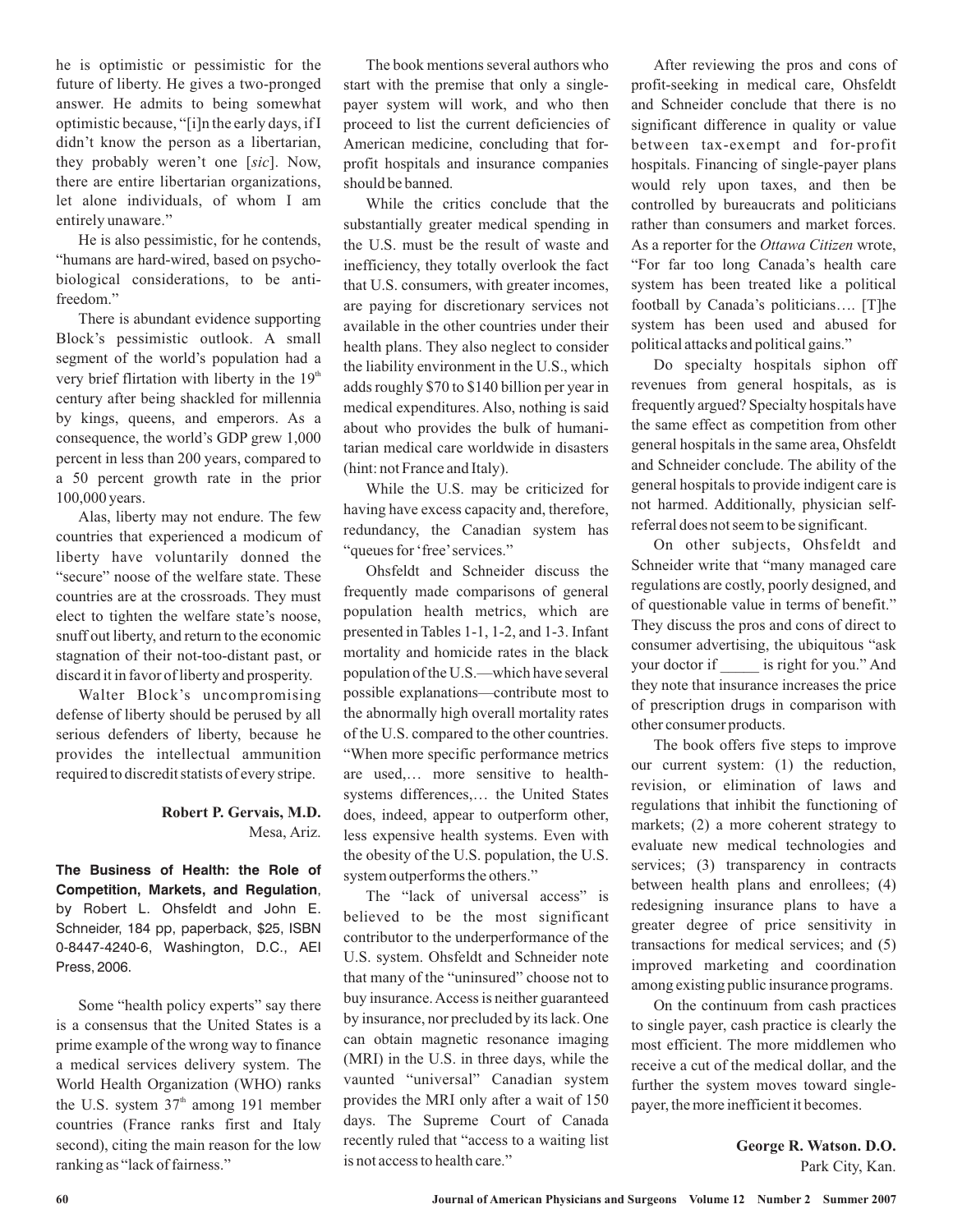he is optimistic or pessimistic for the future of liberty. He gives a two-pronged answer. He admits to being somewhat optimistic because, "[i]n the early days, if I didn't know the person as a libertarian, they probably weren't one [*sic*]. Now, there are entire libertarian organizations, let alone individuals, of whom I am entirely unaware."

He is also pessimistic, for he contends, "humans are hard-wired, based on psychobiological considerations, to be anti-freedom."

There is abundant evidence supporting Block's pessimistic outlook. A small segment of the world's population had a very brief flirtation with liberty in the 19th century after being shackled for millennia by kings, queens, and emperors. As a consequence, the world's GDP grew 1,000 percent in less than 200 years, compared to a 50 percent growth rate in the prior 100,000 years.

Alas, liberty may not endure. The few countries that experienced a modicum of liberty have voluntarily donned the "secure" noose of the welfare state. These countries are at the crossroads. They must elect to tighten the welfare state's noose, snuff out liberty, and return to the economic stagnation of their not-too-distant past, or discard it in favor of liberty and prosperity.

Walter Block's uncompromising defense of liberty should be perused by all serious defenders of liberty, because he provides the intellectual ammunition required to discredit statists of every stripe.

**Robert P. Gervais, M.D.**
Mesa, Ariz.

**The Business of Health: the Role of Competition, Markets, and Regulation**, by Robert L. Ohsfeldt and John E. Schneider, 184 pp, paperback, $25, ISBN 0-8447-4240-6, Washington, D.C., AEI Press, 2006.

Some "health policy experts" say there is a consensus that the United States is a prime example of the wrong way to finance a medical services delivery system. The World Health Organization (WHO) ranks the U.S. system 37th among 191 member countries (France ranks first and Italy second), citing the main reason for the low ranking as "lack of fairness."

The book mentions several authors who start with the premise that only a single-payer system will work, and who then proceed to list the current deficiencies of American medicine, concluding that for-profit hospitals and insurance companies should be banned.

While the critics conclude that the substantially greater medical spending in the U.S. must be the result of waste and inefficiency, they totally overlook the fact that U.S. consumers, with greater incomes, are paying for discretionary services not available in the other countries under their health plans. They also neglect to consider the liability environment in the U.S., which adds roughly $70 to $140 billion per year in medical expenditures. Also, nothing is said about who provides the bulk of humanitarian medical care worldwide in disasters (hint: not France and Italy).

While the U.S. may be criticized for having have excess capacity and, therefore, redundancy, the Canadian system has "queues for 'free' services."

Ohsfeldt and Schneider discuss the frequently made comparisons of general population health metrics, which are presented in Tables 1-1, 1-2, and 1-3. Infant mortality and homicide rates in the black population of the U.S.—which have several possible explanations—contribute most to the abnormally high overall mortality rates of the U.S. compared to the other countries. "When more specific performance metrics are used,… more sensitive to health-systems differences,… the United States does, indeed, appear to outperform other, less expensive health systems. Even with the obesity of the U.S. population, the U.S. system outperforms the others."

The "lack of universal access" is believed to be the most significant contributor to the underperformance of the U.S. system. Ohsfeldt and Schneider note that many of the "uninsured" choose not to buy insurance. Access is neither guaranteed by insurance, nor precluded by its lack. One can obtain magnetic resonance imaging (MRI) in the U.S. in three days, while the vaunted "universal" Canadian system provides the MRI only after a wait of 150 days. The Supreme Court of Canada recently ruled that "access to a waiting list is not access to health care."

After reviewing the pros and cons of profit-seeking in medical care, Ohsfeldt and Schneider conclude that there is no significant difference in quality or value between tax-exempt and for-profit hospitals. Financing of single-payer plans would rely upon taxes, and then be controlled by bureaucrats and politicians rather than consumers and market forces. As a reporter for the *Ottawa Citizen* wrote, "For far too long Canada's health care system has been treated like a political football by Canada's politicians…. [T]he system has been used and abused for political attacks and political gains."

Do specialty hospitals siphon off revenues from general hospitals, as is frequently argued? Specialty hospitals have the same effect as competition from other general hospitals in the same area, Ohsfeldt and Schneider conclude. The ability of the general hospitals to provide indigent care is not harmed. Additionally, physician self-referral does not seem to be significant.

On other subjects, Ohsfeldt and Schneider write that "many managed care regulations are costly, poorly designed, and of questionable value in terms of benefit." They discuss the pros and cons of direct to consumer advertising, the ubiquitous "ask your doctor if _____ is right for you." And they note that insurance increases the price of prescription drugs in comparison with other consumer products.

The book offers five steps to improve our current system: (1) the reduction, revision, or elimination of laws and regulations that inhibit the functioning of markets; (2) a more coherent strategy to evaluate new medical technologies and services; (3) transparency in contracts between health plans and enrollees; (4) redesigning insurance plans to have a greater degree of price sensitivity in transactions for medical services; and (5) improved marketing and coordination among existing public insurance programs.

On the continuum from cash practices to single payer, cash practice is clearly the most efficient. The more middlemen who receive a cut of the medical dollar, and the further the system moves toward single-payer, the more inefficient it becomes.

**George R. Watson. D.O.**
Park City, Kan.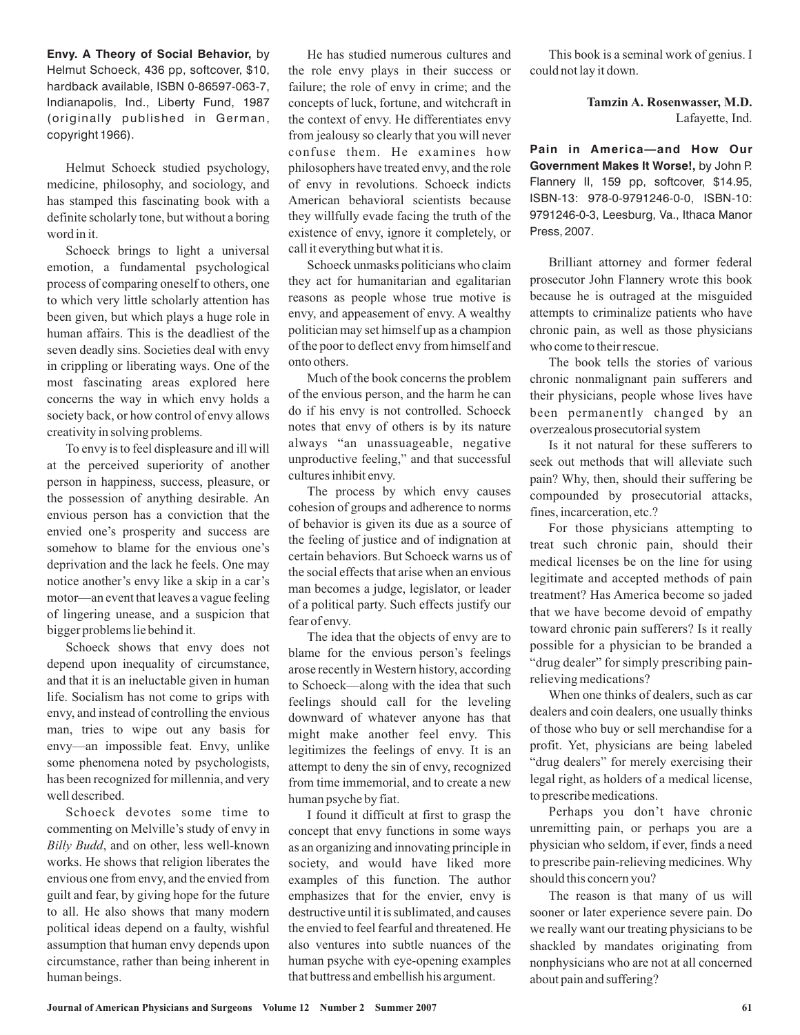**Envy. A Theory of Social Behavior,** by Helmut Schoeck, 436 pp, softcover, $10, hardback available, ISBN 0-86597-063-7, Indianapolis, Ind., Liberty Fund, 1987 (originally published in German, copyright 1966).

Helmut Schoeck studied psychology, medicine, philosophy, and sociology, and has stamped this fascinating book with a definite scholarly tone, but without a boring word in it.

Schoeck brings to light a universal emotion, a fundamental psychological process of comparing oneself to others, one to which very little scholarly attention has been given, but which plays a huge role in human affairs. This is the deadliest of the seven deadly sins. Societies deal with envy in crippling or liberating ways. One of the most fascinating areas explored here concerns the way in which envy holds a society back, or how control of envy allows creativity in solving problems.

To envy is to feel displeasure and ill will at the perceived superiority of another person in happiness, success, pleasure, or the possession of anything desirable. An envious person has a conviction that the envied one's prosperity and success are somehow to blame for the envious one's deprivation and the lack he feels. One may notice another's envy like a skip in a car's motor—an event that leaves a vague feeling of lingering unease, and a suspicion that bigger problems lie behind it.

Schoeck shows that envy does not depend upon inequality of circumstance, and that it is an ineluctable given in human life. Socialism has not come to grips with envy, and instead of controlling the envious man, tries to wipe out any basis for envy—an impossible feat. Envy, unlike some phenomena noted by psychologists, has been recognized for millennia, and very well described.

Schoeck devotes some time to commenting on Melville's study of envy in *Billy Budd*, and on other, less well-known works. He shows that religion liberates the envious one from envy, and the envied from guilt and fear, by giving hope for the future to all. He also shows that many modern political ideas depend on a faulty, wishful assumption that human envy depends upon circumstance, rather than being inherent in human beings.

He has studied numerous cultures and the role envy plays in their success or failure; the role of envy in crime; and the concepts of luck, fortune, and witchcraft in the context of envy. He differentiates envy from jealousy so clearly that you will never confuse them. He examines how philosophers have treated envy, and the role of envy in revolutions. Schoeck indicts American behavioral scientists because they willfully evade facing the truth of the existence of envy, ignore it completely, or call it everything but what it is.

Schoeck unmasks politicians who claim they act for humanitarian and egalitarian reasons as people whose true motive is envy, and appeasement of envy. A wealthy politician may set himself up as a champion of the poor to deflect envy from himself and onto others.

Much of the book concerns the problem of the envious person, and the harm he can do if his envy is not controlled. Schoeck notes that envy of others is by its nature always "an unassuageable, negative unproductive feeling," and that successful cultures inhibit envy.

The process by which envy causes cohesion of groups and adherence to norms of behavior is given its due as a source of the feeling of justice and of indignation at certain behaviors. But Schoeck warns us of the social effects that arise when an envious man becomes a judge, legislator, or leader of a political party. Such effects justify our fear of envy.

The idea that the objects of envy are to blame for the envious person's feelings arose recently in Western history, according to Schoeck—along with the idea that such feelings should call for the leveling downward of whatever anyone has that might make another feel envy. This legitimizes the feelings of envy. It is an attempt to deny the sin of envy, recognized from time immemorial, and to create a new human psyche by fiat.

I found it difficult at first to grasp the concept that envy functions in some ways as an organizing and innovating principle in society, and would have liked more examples of this function. The author emphasizes that for the envier, envy is destructive until it is sublimated, and causes the envied to feel fearful and threatened. He also ventures into subtle nuances of the human psyche with eye-opening examples that buttress and embellish his argument.

This book is a seminal work of genius. I could not lay it down.

**Tamzin A. Rosenwasser, M.D.**
Lafayette, Ind.

**Pain in America—and How Our Government Makes It Worse!,** by John P. Flannery II, 159 pp, softcover, $14.95, ISBN-13: 978-0-9791246-0-0, ISBN-10: 9791246-0-3, Leesburg, Va., Ithaca Manor Press, 2007.

Brilliant attorney and former federal prosecutor John Flannery wrote this book because he is outraged at the misguided attempts to criminalize patients who have chronic pain, as well as those physicians who come to their rescue.

The book tells the stories of various chronic nonmalignant pain sufferers and their physicians, people whose lives have been permanently changed by an overzealous prosecutorial system

Is it not natural for these sufferers to seek out methods that will alleviate such pain? Why, then, should their suffering be compounded by prosecutorial attacks, fines, incarceration, etc.?

For those physicians attempting to treat such chronic pain, should their medical licenses be on the line for using legitimate and accepted methods of pain treatment? Has America become so jaded that we have become devoid of empathy toward chronic pain sufferers? Is it really possible for a physician to be branded a "drug dealer" for simply prescribing pain-relieving medications?

When one thinks of dealers, such as car dealers and coin dealers, one usually thinks of those who buy or sell merchandise for a profit. Yet, physicians are being labeled "drug dealers" for merely exercising their legal right, as holders of a medical license, to prescribe medications.

Perhaps you don't have chronic unremitting pain, or perhaps you are a physician who seldom, if ever, finds a need to prescribe pain-relieving medicines. Why should this concern you?

The reason is that many of us will sooner or later experience severe pain. Do we really want our treating physicians to be shackled by mandates originating from nonphysicians who are not at all concerned about pain and suffering?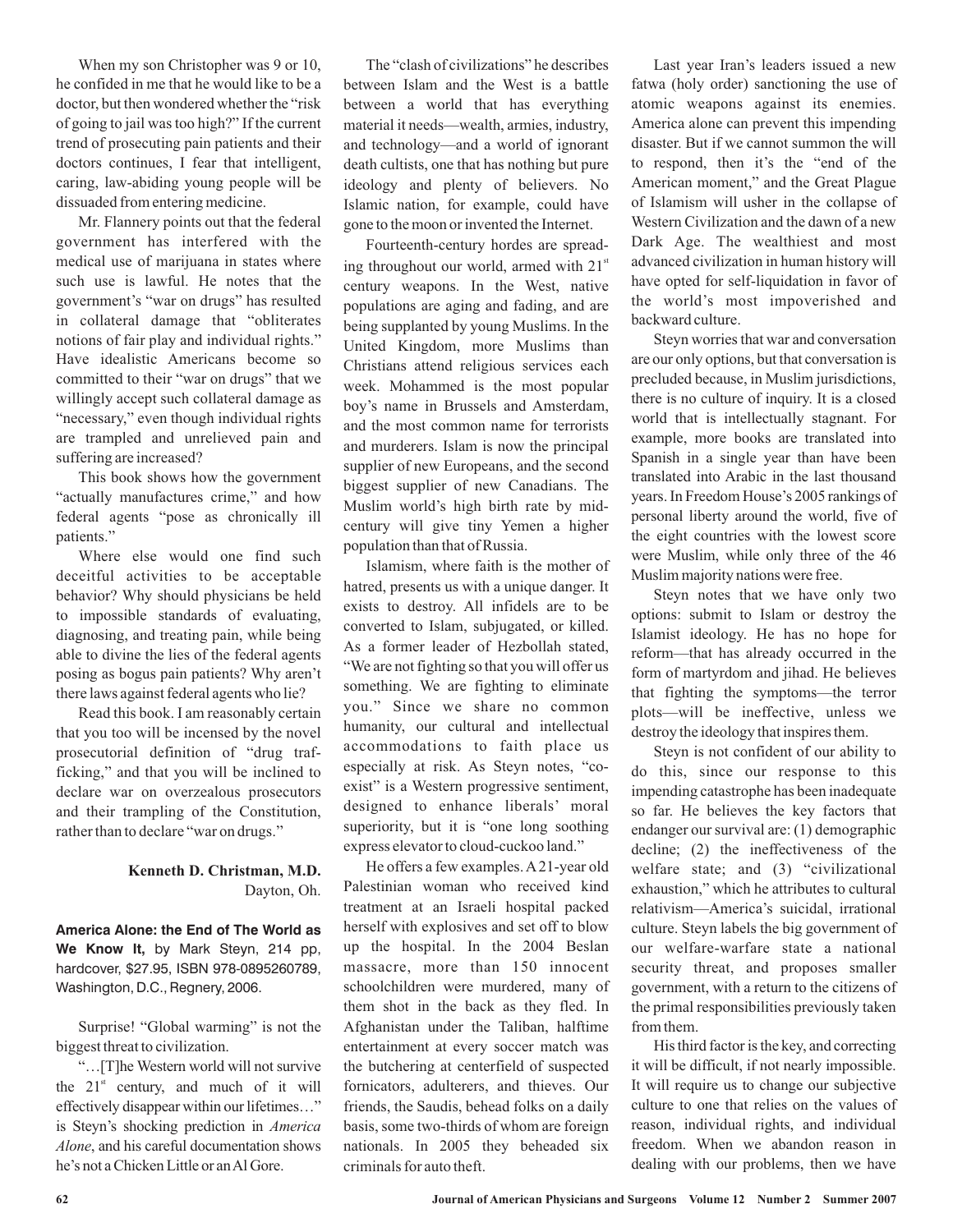When my son Christopher was 9 or 10, he confided in me that he would like to be a doctor, but then wondered whether the "risk of going to jail was too high?" If the current trend of prosecuting pain patients and their doctors continues, I fear that intelligent, caring, law-abiding young people will be dissuaded from entering medicine.

Mr. Flannery points out that the federal government has interfered with the medical use of marijuana in states where such use is lawful. He notes that the government's "war on drugs" has resulted in collateral damage that "obliterates notions of fair play and individual rights." Have idealistic Americans become so committed to their "war on drugs" that we willingly accept such collateral damage as "necessary," even though individual rights are trampled and unrelieved pain and suffering are increased?

This book shows how the government "actually manufactures crime," and how federal agents "pose as chronically ill patients."

Where else would one find such deceitful activities to be acceptable behavior? Why should physicians be held to impossible standards of evaluating, diagnosing, and treating pain, while being able to divine the lies of the federal agents posing as bogus pain patients? Why aren't there laws against federal agents who lie?

Read this book. I am reasonably certain that you too will be incensed by the novel prosecutorial definition of "drug trafficking," and that you will be inclined to declare war on overzealous prosecutors and their trampling of the Constitution, rather than to declare "war on drugs."

**Kenneth D. Christman, M.D.**
Dayton, Oh.

**America Alone: the End of The World as We Know It,** by Mark Steyn, 214 pp, hardcover, $27.95, ISBN 978-0895260789, Washington, D.C., Regnery, 2006.

Surprise! "Global warming" is not the biggest threat to civilization.

"…[T]he Western world will not survive the 21st century, and much of it will effectively disappear within our lifetimes…" is Steyn's shocking prediction in *America Alone*, and his careful documentation shows he's not a Chicken Little or an Al Gore.

The "clash of civilizations" he describes between Islam and the West is a battle between a world that has everything material it needs—wealth, armies, industry, and technology—and a world of ignorant death cultists, one that has nothing but pure ideology and plenty of believers. No Islamic nation, for example, could have gone to the moon or invented the Internet.

Fourteenth-century hordes are spreading throughout our world, armed with 21st century weapons. In the West, native populations are aging and fading, and are being supplanted by young Muslims. In the United Kingdom, more Muslims than Christians attend religious services each week. Mohammed is the most popular boy's name in Brussels and Amsterdam, and the most common name for terrorists and murderers. Islam is now the principal supplier of new Europeans, and the second biggest supplier of new Canadians. The Muslim world's high birth rate by mid-century will give tiny Yemen a higher population than that of Russia.

Islamism, where faith is the mother of hatred, presents us with a unique danger. It exists to destroy. All infidels are to be converted to Islam, subjugated, or killed. As a former leader of Hezbollah stated, "We are not fighting so that you will offer us something. We are fighting to eliminate you." Since we share no common humanity, our cultural and intellectual accommodations to faith place us especially at risk. As Steyn notes, "co-exist" is a Western progressive sentiment, designed to enhance liberals' moral superiority, but it is "one long soothing express elevator to cloud-cuckoo land."

He offers a few examples. A 21-year old Palestinian woman who received kind treatment at an Israeli hospital packed herself with explosives and set off to blow up the hospital. In the 2004 Beslan massacre, more than 150 innocent schoolchildren were murdered, many of them shot in the back as they fled. In Afghanistan under the Taliban, halftime entertainment at every soccer match was the butchering at centerfield of suspected fornicators, adulterers, and thieves. Our friends, the Saudis, behead folks on a daily basis, some two-thirds of whom are foreign nationals. In 2005 they beheaded six criminals for auto theft.

Last year Iran's leaders issued a new fatwa (holy order) sanctioning the use of atomic weapons against its enemies. America alone can prevent this impending disaster. But if we cannot summon the will to respond, then it's the "end of the American moment," and the Great Plague of Islamism will usher in the collapse of Western Civilization and the dawn of a new Dark Age. The wealthiest and most advanced civilization in human history will have opted for self-liquidation in favor of the world's most impoverished and backward culture.

Steyn worries that war and conversation are our only options, but that conversation is precluded because, in Muslim jurisdictions, there is no culture of inquiry. It is a closed world that is intellectually stagnant. For example, more books are translated into Spanish in a single year than have been translated into Arabic in the last thousand years. In Freedom House's 2005 rankings of personal liberty around the world, five of the eight countries with the lowest score were Muslim, while only three of the 46 Muslim majority nations were free.

Steyn notes that we have only two options: submit to Islam or destroy the Islamist ideology. He has no hope for reform—that has already occurred in the form of martyrdom and jihad. He believes that fighting the symptoms—the terror plots—will be ineffective, unless we destroy the ideology that inspires them.

Steyn is not confident of our ability to do this, since our response to this impending catastrophe has been inadequate so far. He believes the key factors that endanger our survival are: (1) demographic decline; (2) the ineffectiveness of the welfare state; and (3) "civilizational exhaustion," which he attributes to cultural relativism—America's suicidal, irrational culture. Steyn labels the big government of our welfare-warfare state a national security threat, and proposes smaller government, with a return to the citizens of the primal responsibilities previously taken from them.

His third factor is the key, and correcting it will be difficult, if not nearly impossible. It will require us to change our subjective culture to one that relies on the values of reason, individual rights, and individual freedom. When we abandon reason in dealing with our problems, then we have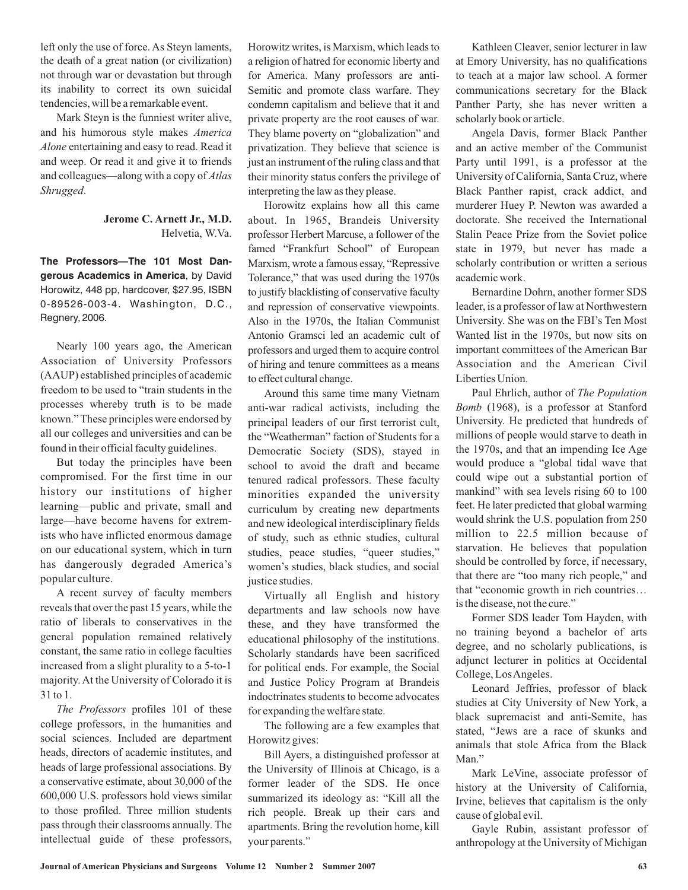left only the use of force. As Steyn laments, the death of a great nation (or civilization) not through war or devastation but through its inability to correct its own suicidal tendencies, will be a remarkable event.

Mark Steyn is the funniest writer alive, and his humorous style makes *America Alone* entertaining and easy to read. Read it and weep. Or read it and give it to friends and colleagues—along with a copy of *Atlas Shrugged*.

**Jerome C. Arnett Jr., M.D.**
Helvetia, W.Va.

**The Professors—The 101 Most Dangerous Academics in America**, by David Horowitz, 448 pp, hardcover, $27.95, ISBN 0-89526-003-4. Washington, D.C., Regnery, 2006.

Nearly 100 years ago, the American Association of University Professors (AAUP) established principles of academic freedom to be used to "train students in the processes whereby truth is to be made known." These principles were endorsed by all our colleges and universities and can be found in their official faculty guidelines.

But today the principles have been compromised. For the first time in our history our institutions of higher learning—public and private, small and large—have become havens for extremists who have inflicted enormous damage on our educational system, which in turn has dangerously degraded America's popular culture.

A recent survey of faculty members reveals that over the past 15 years, while the ratio of liberals to conservatives in the general population remained relatively constant, the same ratio in college faculties increased from a slight plurality to a 5-to-1 majority. At the University of Colorado it is 31 to 1.

*The Professors* profiles 101 of these college professors, in the humanities and social sciences. Included are department heads, directors of academic institutes, and heads of large professional associations. By a conservative estimate, about 30,000 of the 600,000 U.S. professors hold views similar to those profiled. Three million students pass through their classrooms annually. The intellectual guide of these professors, Horowitz writes, is Marxism, which leads to a religion of hatred for economic liberty and for America. Many professors are anti-Semitic and promote class warfare. They condemn capitalism and believe that it and private property are the root causes of war. They blame poverty on "globalization" and privatization. They believe that science is just an instrument of the ruling class and that their minority status confers the privilege of interpreting the law as they please.

Horowitz explains how all this came about. In 1965, Brandeis University professor Herbert Marcuse, a follower of the famed "Frankfurt School" of European Marxism, wrote a famous essay, "Repressive Tolerance," that was used during the 1970s to justify blacklisting of conservative faculty and repression of conservative viewpoints. Also in the 1970s, the Italian Communist Antonio Gramsci led an academic cult of professors and urged them to acquire control of hiring and tenure committees as a means to effect cultural change.

Around this same time many Vietnam anti-war radical activists, including the principal leaders of our first terrorist cult, the "Weatherman" faction of Students for a Democratic Society (SDS), stayed in school to avoid the draft and became tenured radical professors. These faculty minorities expanded the university curriculum by creating new departments and new ideological interdisciplinary fields of study, such as ethnic studies, cultural studies, peace studies, "queer studies," women's studies, black studies, and social justice studies.

Virtually all English and history departments and law schools now have these, and they have transformed the educational philosophy of the institutions. Scholarly standards have been sacrificed for political ends. For example, the Social and Justice Policy Program at Brandeis indoctrinates students to become advocates for expanding the welfare state.

The following are a few examples that Horowitz gives:

Bill Ayers, a distinguished professor at the University of Illinois at Chicago, is a former leader of the SDS. He once summarized its ideology as: "Kill all the rich people. Break up their cars and apartments. Bring the revolution home, kill your parents."

Kathleen Cleaver, senior lecturer in law at Emory University, has no qualifications to teach at a major law school. A former communications secretary for the Black Panther Party, she has never written a scholarly book or article.

Angela Davis, former Black Panther and an active member of the Communist Party until 1991, is a professor at the University of California, Santa Cruz, where Black Panther rapist, crack addict, and murderer Huey P. Newton was awarded a doctorate. She received the International Stalin Peace Prize from the Soviet police state in 1979, but never has made a scholarly contribution or written a serious academic work.

Bernardine Dohrn, another former SDS leader, is a professor of law at Northwestern University. She was on the FBI's Ten Most Wanted list in the 1970s, but now sits on important committees of the American Bar Association and the American Civil Liberties Union.

Paul Ehrlich, author of *The Population Bomb* (1968), is a professor at Stanford University. He predicted that hundreds of millions of people would starve to death in the 1970s, and that an impending Ice Age would produce a "global tidal wave that could wipe out a substantial portion of mankind" with sea levels rising 60 to 100 feet. He later predicted that global warming would shrink the U.S. population from 250 million to 22.5 million because of starvation. He believes that population should be controlled by force, if necessary, that there are "too many rich people," and that "economic growth in rich countries… is the disease, not the cure."

Former SDS leader Tom Hayden, with no training beyond a bachelor of arts degree, and no scholarly publications, is adjunct lecturer in politics at Occidental College, Los Angeles.

Leonard Jeffries, professor of black studies at City University of New York, a black supremacist and anti-Semite, has stated, "Jews are a race of skunks and animals that stole Africa from the Black Man."

Mark LeVine, associate professor of history at the University of California, Irvine, believes that capitalism is the only cause of global evil.

Gayle Rubin, assistant professor of anthropology at the University of Michigan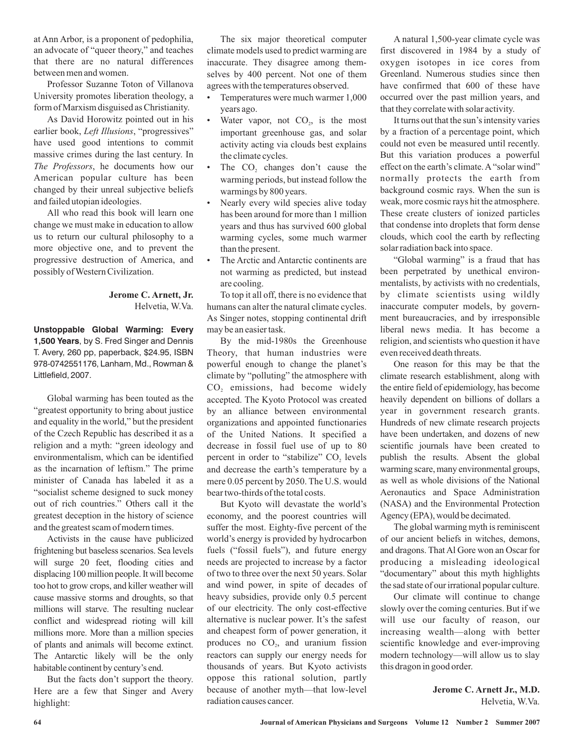at Ann Arbor, is a proponent of pedophilia, an advocate of "queer theory," and teaches that there are no natural differences between men and women.

Professor Suzanne Toton of Villanova University promotes liberation theology, a form of Marxism disguised as Christianity.

As David Horowitz pointed out in his earlier book, *Left Illusions*, "progressives" have used good intentions to commit massive crimes during the last century. In *The Professors*, he documents how our American popular culture has been changed by their unreal subjective beliefs and failed utopian ideologies.

All who read this book will learn one change we must make in education to allow us to return our cultural philosophy to a more objective one, and to prevent the progressive destruction of America, and possibly of Western Civilization.

**Jerome C. Arnett, Jr.**
Helvetia, W.Va.

**Unstoppable Global Warming: Every 1,500 Years**, by S. Fred Singer and Dennis T. Avery, 260 pp, paperback, $24.95, ISBN 978-0742551176, Lanham, Md., Rowman & Littlefield, 2007.

Global warming has been touted as the "greatest opportunity to bring about justice and equality in the world," but the president of the Czech Republic has described it as a religion and a myth: "green ideology and environmentalism, which can be identified as the incarnation of leftism." The prime minister of Canada has labeled it as a "socialist scheme designed to suck money out of rich countries." Others call it the greatest deception in the history of science and the greatest scam of modern times.

Activists in the cause have publicized frightening but baseless scenarios. Sea levels will surge 20 feet, flooding cities and displacing 100 million people. It will become too hot to grow crops, and killer weather will cause massive storms and droughts, so that millions will starve. The resulting nuclear conflict and widespread rioting will kill millions more. More than a million species of plants and animals will become extinct. The Antarctic likely will be the only habitable continent by century's end.

But the facts don't support the theory. Here are a few that Singer and Avery highlight:

The six major theoretical computer climate models used to predict warming are inaccurate. They disagree among themselves by 400 percent. Not one of them agrees with the temperatures observed.

- Temperatures were much warmer 1,000 years ago.
- Water vapor, not $CO_2$, is the most important greenhouse gas, and solar activity acting via clouds best explains the climate cycles.
- The $CO_2$ changes don't cause the warming periods, but instead follow the warmings by 800 years.
- Nearly every wild species alive today has been around for more than 1 million years and thus has survived 600 global warming cycles, some much warmer than the present.
- The Arctic and Antarctic continents are not warming as predicted, but instead are cooling.

To top it all off, there is no evidence that humans can alter the natural climate cycles. As Singer notes, stopping continental drift may be an easier task.

By the mid-1980s the Greenhouse Theory, that human industries were powerful enough to change the planet's climate by "polluting" the atmosphere with $CO_2$ emissions, had become widely accepted. The Kyoto Protocol was created by an alliance between environmental organizations and appointed functionaries of the United Nations. It specified a decrease in fossil fuel use of up to 80 percent in order to "stabilize" $CO_2$ levels and decrease the earth's temperature by a mere 0.05 percent by 2050. The U.S. would bear two-thirds of the total costs.

But Kyoto will devastate the world's economy, and the poorest countries will suffer the most. Eighty-five percent of the world's energy is provided by hydrocarbon fuels ("fossil fuels"), and future energy needs are projected to increase by a factor of two to three over the next 50 years. Solar and wind power, in spite of decades of heavy subsidies, provide only 0.5 percent of our electricity. The only cost-effective alternative is nuclear power. It's the safest and cheapest form of power generation, it produces no $CO_2$, and uranium fission reactors can supply our energy needs for thousands of years. But Kyoto activists oppose this rational solution, partly because of another myth—that low-level radiation causes cancer.

A natural 1,500-year climate cycle was first discovered in 1984 by a study of oxygen isotopes in ice cores from Greenland. Numerous studies since then have confirmed that 600 of these have occurred over the past million years, and that they correlate with solar activity.

It turns out that the sun's intensity varies by a fraction of a percentage point, which could not even be measured until recently. But this variation produces a powerful effect on the earth's climate. A "solar wind" normally protects the earth from background cosmic rays. When the sun is weak, more cosmic rays hit the atmosphere. These create clusters of ionized particles that condense into droplets that form dense clouds, which cool the earth by reflecting solar radiation back into space.

"Global warming" is a fraud that has been perpetrated by unethical environmentalists, by activists with no credentials, by climate scientists using wildly inaccurate computer models, by government bureaucracies, and by irresponsible liberal news media. It has become a religion, and scientists who question it have even received death threats.

One reason for this may be that the climate research establishment, along with the entire field of epidemiology, has become heavily dependent on billions of dollars a year in government research grants. Hundreds of new climate research projects have been undertaken, and dozens of new scientific journals have been created to publish the results. Absent the global warming scare, many environmental groups, as well as whole divisions of the National Aeronautics and Space Administration (NASA) and the Environmental Protection Agency (EPA), would be decimated.

The global warming myth is reminiscent of our ancient beliefs in witches, demons, and dragons. That Al Gore won an Oscar for producing a misleading ideological "documentary" about this myth highlights the sad state of our irrational popular culture.

Our climate will continue to change slowly over the coming centuries. But if we will use our faculty of reason, our increasing wealth—along with better scientific knowledge and ever-improving modern technology—will allow us to slay this dragon in good order.

**Jerome C. Arnett Jr., M.D.**
Helvetia, W.Va.